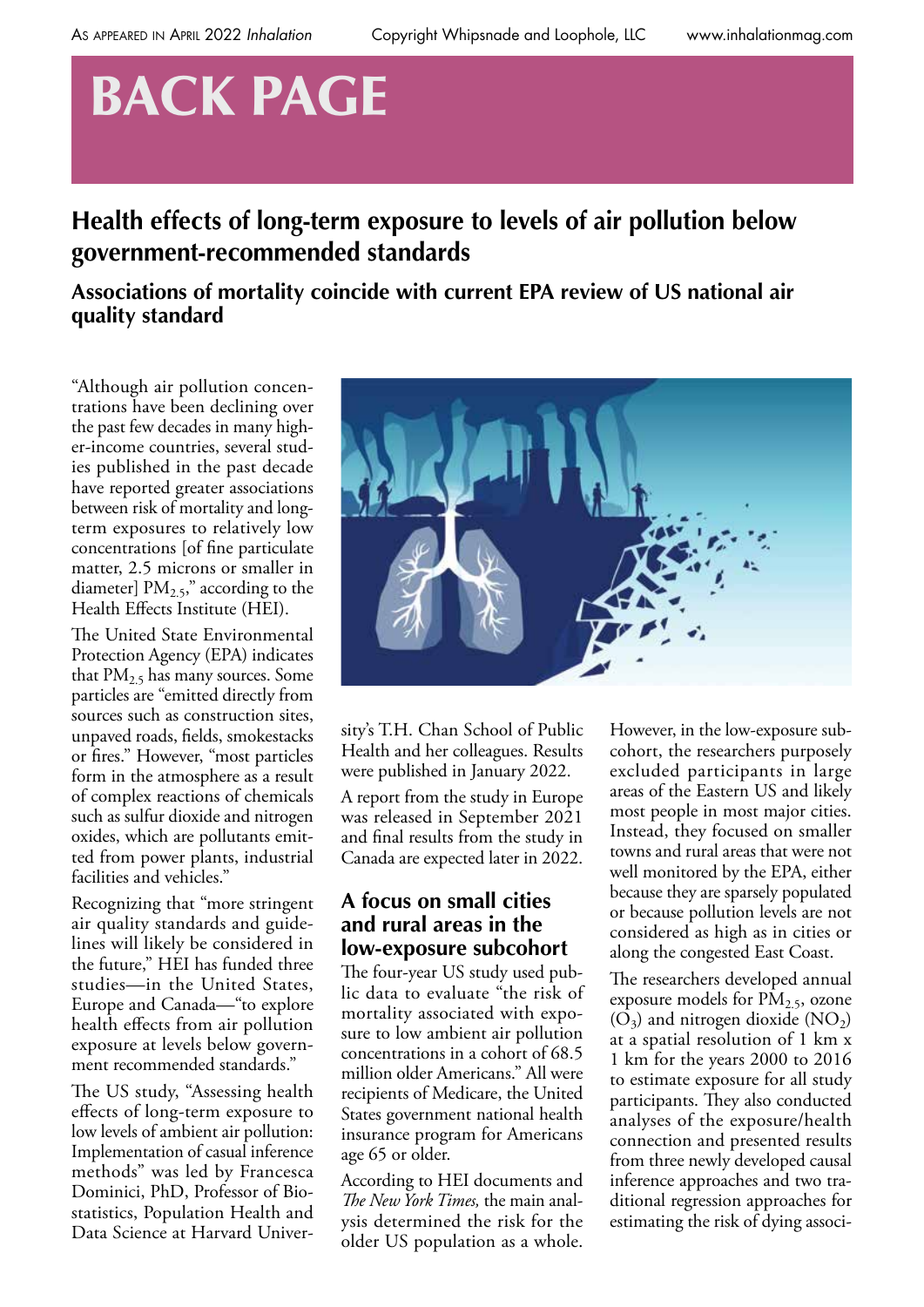# BACK PAGE

## Health effects of long-term exposure to levels of air pollution below government-recommended standards

### Associations of mortality coincide with current EPA review of US national air quality standard

"Although air pollution concentrations have been declining over the past few decades in many higher-income countries, several studies published in the past decade have reported greater associations between risk of mortality and long-term exposures to relatively low concentrations [of fine particulate matter, 2.5 microns or smaller in diameter] $PM_{2.5}$," according to the Health Effects Institute (HEI).

The United State Environmental Protection Agency (EPA) indicates that $PM_{2.5}$ has many sources. Some particles are "emitted directly from sources such as construction sites, unpaved roads, fields, smokestacks or fires." However, "most particles form in the atmosphere as a result of complex reactions of chemicals such as sulfur dioxide and nitrogen oxides, which are pollutants emitted from power plants, industrial facilities and vehicles."

Recognizing that "more stringent air quality standards and guidelines will likely be considered in the future," HEI has funded three studies—in the United States, Europe and Canada—"to explore health effects from air pollution exposure at levels below government recommended standards."

The US study, "Assessing health effects of long-term exposure to low levels of ambient air pollution: Implementation of casual inference methods" was led by Francesca Dominici, PhD, Professor of Biostatistics, Population Health and Data Science at Harvard University's T.H. Chan School of Public Health and her colleagues. Results were published in January 2022.

A report from the study in Europe was released in September 2021 and final results from the study in Canada are expected later in 2022.

### A focus on small cities and rural areas in the low-exposure subcohort

The four-year US study used public data to evaluate "the risk of mortality associated with exposure to low ambient air pollution concentrations in a cohort of 68.5 million older Americans." All were recipients of Medicare, the United States government national health insurance program for Americans age 65 or older.

According to HEI documents and *The New York Times,* the main analysis determined the risk for the older US population as a whole. However, in the low-exposure subcohort, the researchers purposely excluded participants in large areas of the Eastern US and likely most people in most major cities. Instead, they focused on smaller towns and rural areas that were not well monitored by the EPA, either because they are sparsely populated or because pollution levels are not considered as high as in cities or along the congested East Coast.

The researchers developed annual exposure models for $PM_{2.5}$, ozone ($O_3$) and nitrogen dioxide ($NO_2$) at a spatial resolution of 1 km x 1 km for the years 2000 to 2016 to estimate exposure for all study participants. They also conducted analyses of the exposure/health connection and presented results from three newly developed causal inference approaches and two traditional regression approaches for estimating the risk of dying associ-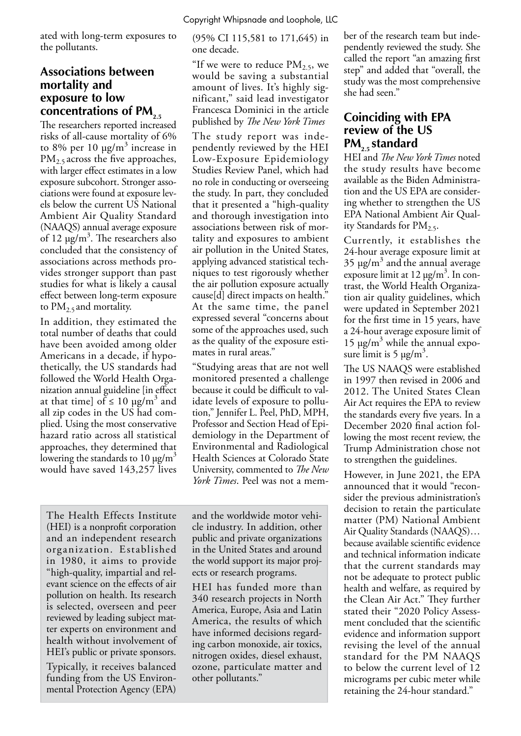ated with long-term exposures to the pollutants.

## Associations between mortality and exposure to low concentrations of $PM_{2.5}$

The researchers reported increased risks of all-cause mortality of 6% to 8% per 10 μg/m$^3$ increase in $PM_{2.5}$ across the five approaches, with larger effect estimates in a low exposure subcohort. Stronger associations were found at exposure levels below the current US National Ambient Air Quality Standard (NAAQS) annual average exposure of 12 μg/m$^3$. The researchers also concluded that the consistency of associations across methods provides stronger support than past studies for what is likely a causal effect between long-term exposure to $PM_{2.5}$ and mortality.

In addition, they estimated the total number of deaths that could have been avoided among older Americans in a decade, if hypothetically, the US standards had followed the World Health Organization annual guideline [in effect at that time] of ≤ 10 μg/m$^3$ and all zip codes in the US had complied. Using the most conservative hazard ratio across all statistical approaches, they determined that lowering the standards to 10 μg/m$^3$ would have saved 143,257 lives (95% CI 115,581 to 171,645) in one decade.

"If we were to reduce $PM_{2.5}$, we would be saving a substantial amount of lives. It's highly significant," said lead investigator Francesca Dominici in the article published by *The New York Times*

The study report was independently reviewed by the HEI Low-Exposure Epidemiology Studies Review Panel, which had no role in conducting or overseeing the study. In part, they concluded that it presented a "high-quality and thorough investigation into associations between risk of mortality and exposures to ambient air pollution in the United States, applying advanced statistical techniques to test rigorously whether the air pollution exposure actually cause[d] direct impacts on health." At the same time, the panel expressed several "concerns about some of the approaches used, such as the quality of the exposure estimates in rural areas."

"Studying areas that are not well monitored presented a challenge because it could be difficult to validate levels of exposure to pollution," Jennifer L. Peel, PhD, MPH, Professor and Section Head of Epidemiology in the Department of Environmental and Radiological Health Sciences at Colorado State University, commented to *The New York Times*. Peel was not a member of the research team but independently reviewed the study. She called the report "an amazing first step" and added that "overall, the study was the most comprehensive she had seen."

## Coinciding with EPA review of the US $PM_{2.5}$ standard

HEI and *The New York Times* noted the study results have become available as the Biden Administration and the US EPA are considering whether to strengthen the US EPA National Ambient Air Quality Standards for $PM_{2.5}$.

Currently, it establishes the 24-hour average exposure limit at 35 μg/m$^3$ and the annual average exposure limit at 12 μg/m$^3$. In contrast, the World Health Organization air quality guidelines, which were updated in September 2021 for the first time in 15 years, have a 24-hour average exposure limit of 15 μg/m$^3$ while the annual exposure limit is 5 μg/m$^3$.

The US NAAQS were established in 1997 then revised in 2006 and 2012. The United States Clean Air Act requires the EPA to review the standards every five years. In a December 2020 final action following the most recent review, the Trump Administration chose not to strengthen the guidelines.

However, in June 2021, the EPA announced that it would "reconsider the previous administration's decision to retain the particulate matter (PM) National Ambient Air Quality Standards (NAAQS)… because available scientific evidence and technical information indicate that the current standards may not be adequate to protect public health and welfare, as required by the Clean Air Act." They further stated their "2020 Policy Assessment concluded that the scientific evidence and information support revising the level of the annual standard for the PM NAAQS to below the current level of 12 micrograms per cubic meter while retaining the 24-hour standard."

The Health Effects Institute (HEI) is a nonprofit corporation and an independent research organization. Established in 1980, it aims to provide "high-quality, impartial and relevant science on the effects of air pollution on health. Its research is selected, overseen and peer reviewed by leading subject matter experts on environment and health without involvement of HEI's public or private sponsors.

Typically, it receives balanced funding from the US Environmental Protection Agency (EPA) and the worldwide motor vehicle industry. In addition, other public and private organizations in the United States and around the world support its major projects or research programs.

HEI has funded more than 340 research projects in North America, Europe, Asia and Latin America, the results of which have informed decisions regarding carbon monoxide, air toxics, nitrogen oxides, diesel exhaust, ozone, particulate matter and other pollutants."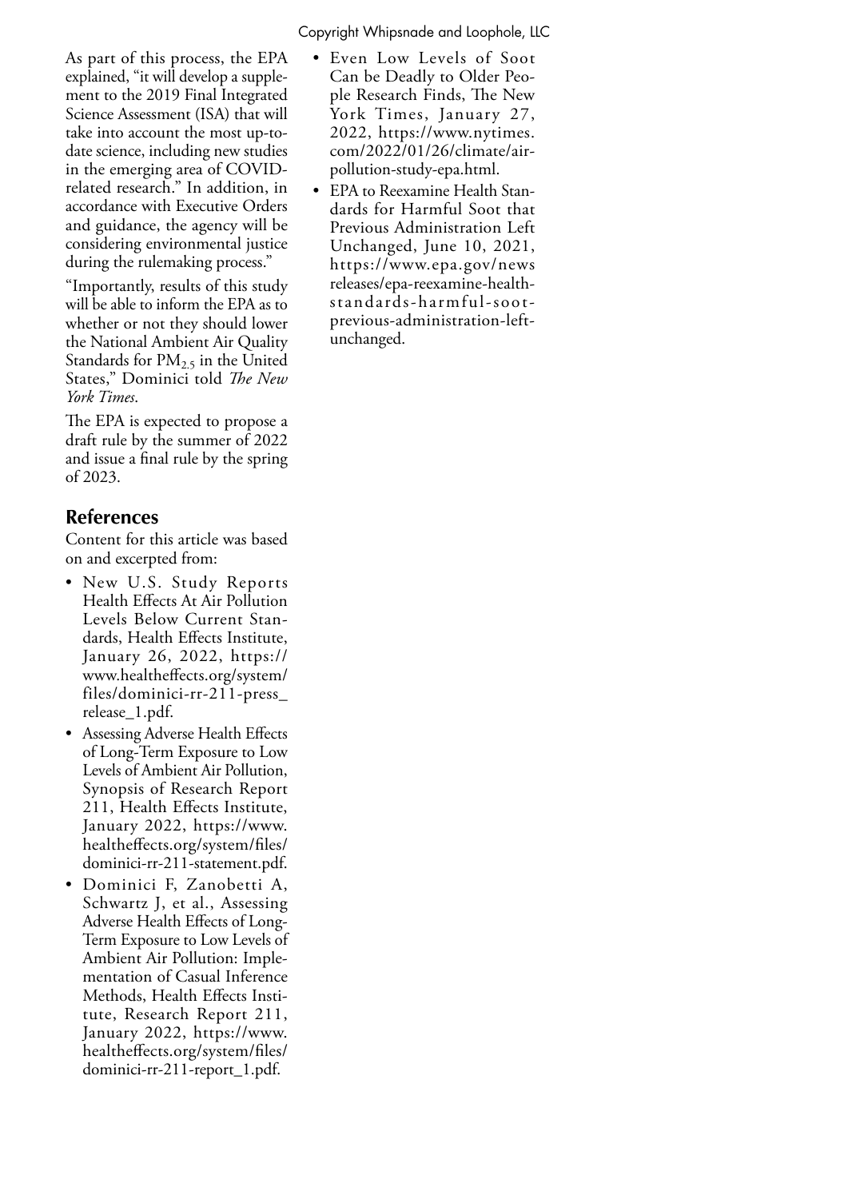As part of this process, the EPA explained, "it will develop a supplement to the 2019 Final Integrated Science Assessment (ISA) that will take into account the most up-to-date science, including new studies in the emerging area of COVID-related research." In addition, in accordance with Executive Orders and guidance, the agency will be considering environmental justice during the rulemaking process."

"Importantly, results of this study will be able to inform the EPA as to whether or not they should lower the National Ambient Air Quality Standards for $PM_{2.5}$ in the United States," Dominici told *The New York Times*.

The EPA is expected to propose a draft rule by the summer of 2022 and issue a final rule by the spring of 2023.

## References

Content for this article was based on and excerpted from:

- New U.S. Study Reports Health Effects At Air Pollution Levels Below Current Standards, Health Effects Institute, January 26, 2022, https://www.healtheffects.org/system/files/dominici-rr-211-press_release_1.pdf.
- Assessing Adverse Health Effects of Long-Term Exposure to Low Levels of Ambient Air Pollution, Synopsis of Research Report 211, Health Effects Institute, January 2022, https://www.healtheffects.org/system/files/dominici-rr-211-statement.pdf.
- Dominici F, Zanobetti A, Schwartz J, et al., Assessing Adverse Health Effects of Long-Term Exposure to Low Levels of Ambient Air Pollution: Implementation of Casual Inference Methods, Health Effects Institute, Research Report 211, January 2022, https://www.healtheffects.org/system/files/dominici-rr-211-report_1.pdf.
- Even Low Levels of Soot Can be Deadly to Older People Research Finds, The New York Times, January 27, 2022, https://www.nytimes.com/2022/01/26/climate/air-pollution-study-epa.html.
- EPA to Reexamine Health Standards for Harmful Soot that Previous Administration Left Unchanged, June 10, 2021, https://www.epa.gov/newsreleases/epa-reexamine-health-standards-harmful-soot-previous-administration-left-unchanged.